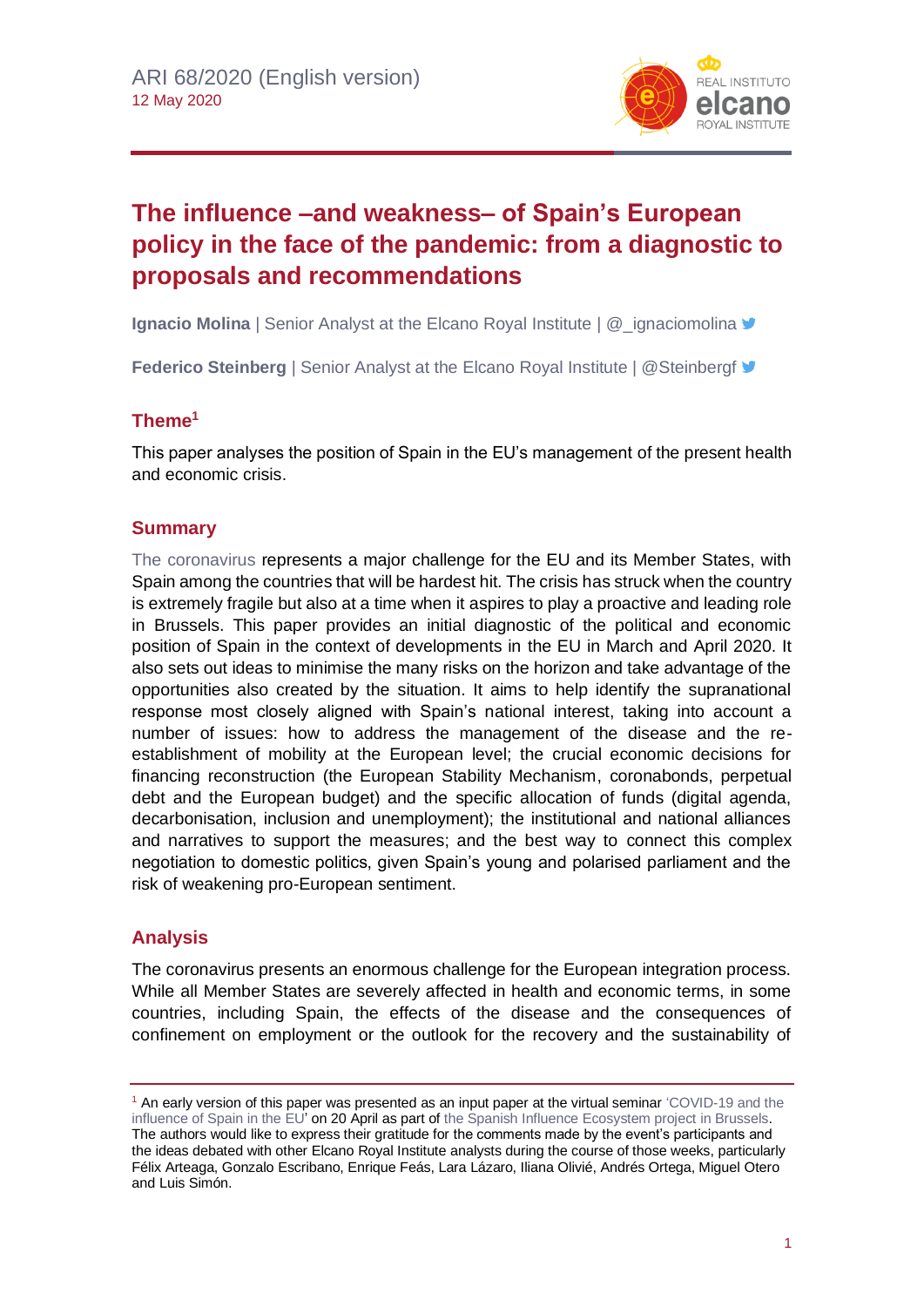ARI 68/2020 (English version)
12 May 2020

# The influence –and weakness– of Spain's European policy in the face of the pandemic: from a diagnostic to proposals and recommendations

**Ignacio Molina** | Senior Analyst at the Elcano Royal Institute | @_ignaciomolina

**Federico Steinberg** | Senior Analyst at the Elcano Royal Institute | @Steinbergf

## Theme[1]

This paper analyses the position of Spain in the EU's management of the present health and economic crisis.

## Summary

The coronavirus represents a major challenge for the EU and its Member States, with Spain among the countries that will be hardest hit. The crisis has struck when the country is extremely fragile but also at a time when it aspires to play a proactive and leading role in Brussels. This paper provides an initial diagnostic of the political and economic position of Spain in the context of developments in the EU in March and April 2020. It also sets out ideas to minimise the many risks on the horizon and take advantage of the opportunities also created by the situation. It aims to help identify the supranational response most closely aligned with Spain's national interest, taking into account a number of issues: how to address the management of the disease and the re-establishment of mobility at the European level; the crucial economic decisions for financing reconstruction (the European Stability Mechanism, coronabonds, perpetual debt and the European budget) and the specific allocation of funds (digital agenda, decarbonisation, inclusion and unemployment); the institutional and national alliances and narratives to support the measures; and the best way to connect this complex negotiation to domestic politics, given Spain's young and polarised parliament and the risk of weakening pro-European sentiment.

## Analysis

The coronavirus presents an enormous challenge for the European integration process. While all Member States are severely affected in health and economic terms, in some countries, including Spain, the effects of the disease and the consequences of confinement on employment or the outlook for the recovery and the sustainability of

[1] An early version of this paper was presented as an input paper at the virtual seminar 'COVID-19 and the influence of Spain in the EU' on 20 April as part of the Spanish Influence Ecosystem project in Brussels. The authors would like to express their gratitude for the comments made by the event's participants and the ideas debated with other Elcano Royal Institute analysts during the course of those weeks, particularly Félix Arteaga, Gonzalo Escribano, Enrique Feás, Lara Lázaro, Iliana Olivié, Andrés Ortega, Miguel Otero and Luis Simón.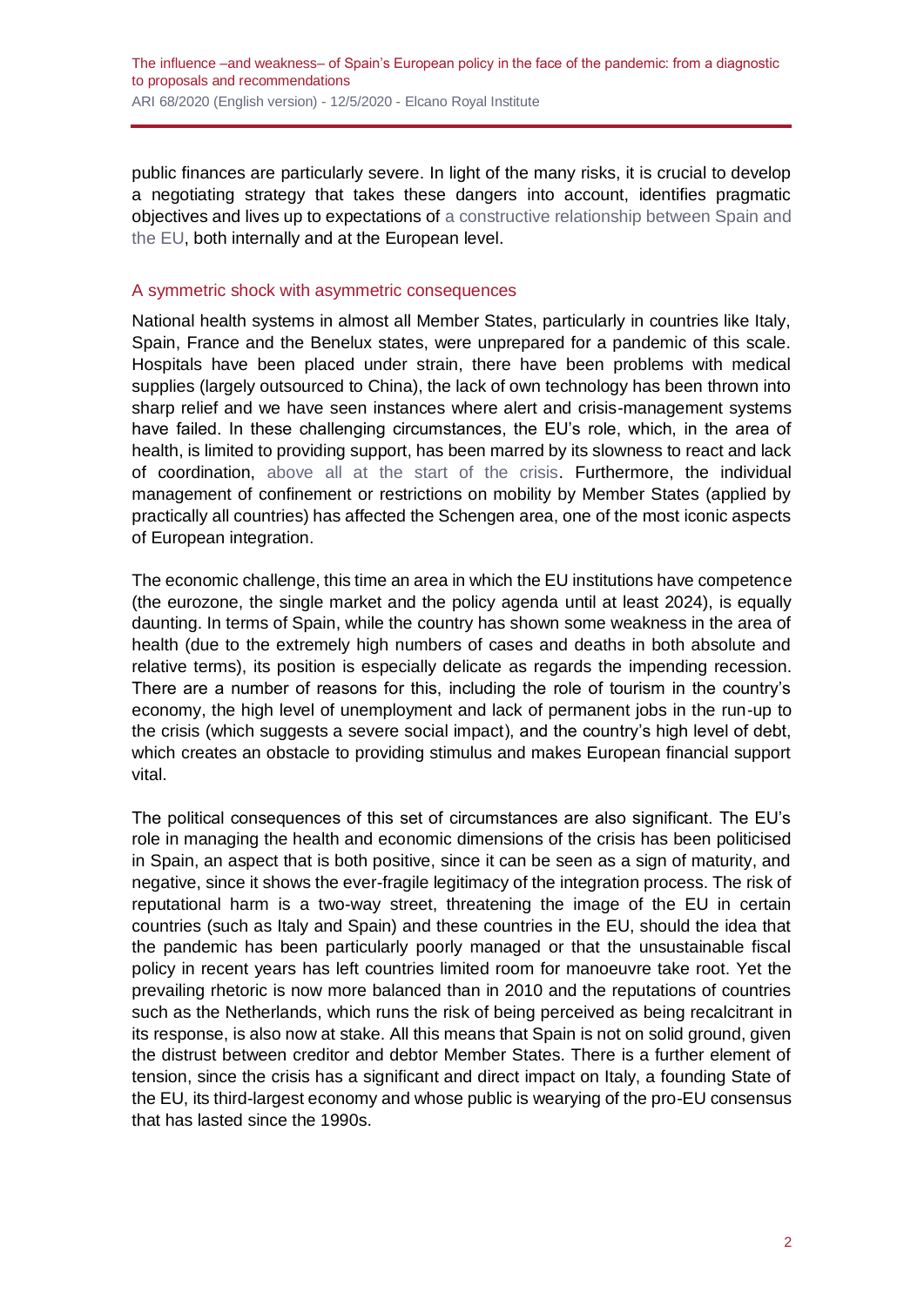public finances are particularly severe. In light of the many risks, it is crucial to develop a negotiating strategy that takes these dangers into account, identifies pragmatic objectives and lives up to expectations of a constructive relationship between Spain and the EU, both internally and at the European level.

## A symmetric shock with asymmetric consequences

National health systems in almost all Member States, particularly in countries like Italy, Spain, France and the Benelux states, were unprepared for a pandemic of this scale. Hospitals have been placed under strain, there have been problems with medical supplies (largely outsourced to China), the lack of own technology has been thrown into sharp relief and we have seen instances where alert and crisis-management systems have failed. In these challenging circumstances, the EU's role, which, in the area of health, is limited to providing support, has been marred by its slowness to react and lack of coordination, above all at the start of the crisis. Furthermore, the individual management of confinement or restrictions on mobility by Member States (applied by practically all countries) has affected the Schengen area, one of the most iconic aspects of European integration.

The economic challenge, this time an area in which the EU institutions have competence (the eurozone, the single market and the policy agenda until at least 2024), is equally daunting. In terms of Spain, while the country has shown some weakness in the area of health (due to the extremely high numbers of cases and deaths in both absolute and relative terms), its position is especially delicate as regards the impending recession. There are a number of reasons for this, including the role of tourism in the country's economy, the high level of unemployment and lack of permanent jobs in the run-up to the crisis (which suggests a severe social impact), and the country's high level of debt, which creates an obstacle to providing stimulus and makes European financial support vital.

The political consequences of this set of circumstances are also significant. The EU's role in managing the health and economic dimensions of the crisis has been politicised in Spain, an aspect that is both positive, since it can be seen as a sign of maturity, and negative, since it shows the ever-fragile legitimacy of the integration process. The risk of reputational harm is a two-way street, threatening the image of the EU in certain countries (such as Italy and Spain) and these countries in the EU, should the idea that the pandemic has been particularly poorly managed or that the unsustainable fiscal policy in recent years has left countries limited room for manoeuvre take root. Yet the prevailing rhetoric is now more balanced than in 2010 and the reputations of countries such as the Netherlands, which runs the risk of being perceived as being recalcitrant in its response, is also now at stake. All this means that Spain is not on solid ground, given the distrust between creditor and debtor Member States. There is a further element of tension, since the crisis has a significant and direct impact on Italy, a founding State of the EU, its third-largest economy and whose public is wearying of the pro-EU consensus that has lasted since the 1990s.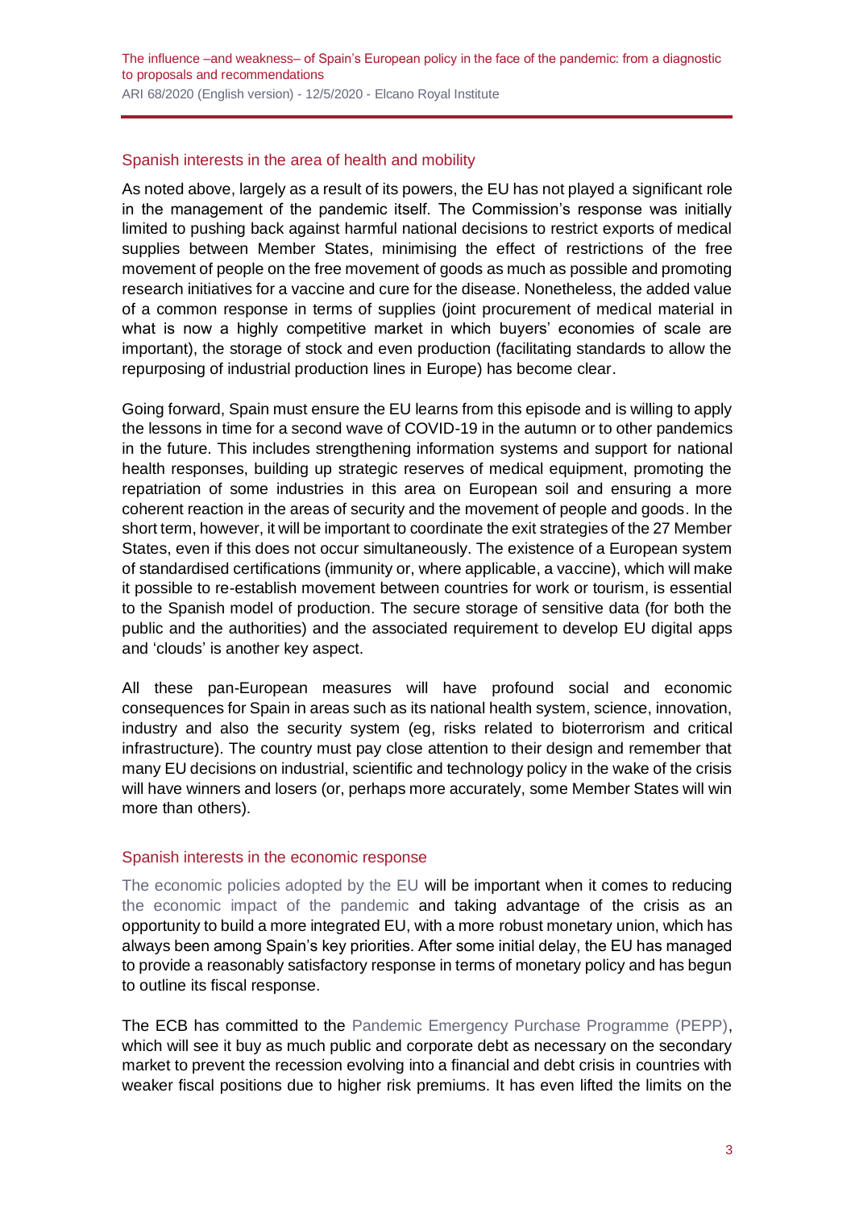## Spanish interests in the area of health and mobility

As noted above, largely as a result of its powers, the EU has not played a significant role in the management of the pandemic itself. The Commission's response was initially limited to pushing back against harmful national decisions to restrict exports of medical supplies between Member States, minimising the effect of restrictions of the free movement of people on the free movement of goods as much as possible and promoting research initiatives for a vaccine and cure for the disease. Nonetheless, the added value of a common response in terms of supplies (joint procurement of medical material in what is now a highly competitive market in which buyers' economies of scale are important), the storage of stock and even production (facilitating standards to allow the repurposing of industrial production lines in Europe) has become clear.

Going forward, Spain must ensure the EU learns from this episode and is willing to apply the lessons in time for a second wave of COVID-19 in the autumn or to other pandemics in the future. This includes strengthening information systems and support for national health responses, building up strategic reserves of medical equipment, promoting the repatriation of some industries in this area on European soil and ensuring a more coherent reaction in the areas of security and the movement of people and goods. In the short term, however, it will be important to coordinate the exit strategies of the 27 Member States, even if this does not occur simultaneously. The existence of a European system of standardised certifications (immunity or, where applicable, a vaccine), which will make it possible to re-establish movement between countries for work or tourism, is essential to the Spanish model of production. The secure storage of sensitive data (for both the public and the authorities) and the associated requirement to develop EU digital apps and 'clouds' is another key aspect.

All these pan-European measures will have profound social and economic consequences for Spain in areas such as its national health system, science, innovation, industry and also the security system (eg, risks related to bioterrorism and critical infrastructure). The country must pay close attention to their design and remember that many EU decisions on industrial, scientific and technology policy in the wake of the crisis will have winners and losers (or, perhaps more accurately, some Member States will win more than others).

## Spanish interests in the economic response

The economic policies adopted by the EU will be important when it comes to reducing the economic impact of the pandemic and taking advantage of the crisis as an opportunity to build a more integrated EU, with a more robust monetary union, which has always been among Spain's key priorities. After some initial delay, the EU has managed to provide a reasonably satisfactory response in terms of monetary policy and has begun to outline its fiscal response.

The ECB has committed to the Pandemic Emergency Purchase Programme (PEPP), which will see it buy as much public and corporate debt as necessary on the secondary market to prevent the recession evolving into a financial and debt crisis in countries with weaker fiscal positions due to higher risk premiums. It has even lifted the limits on the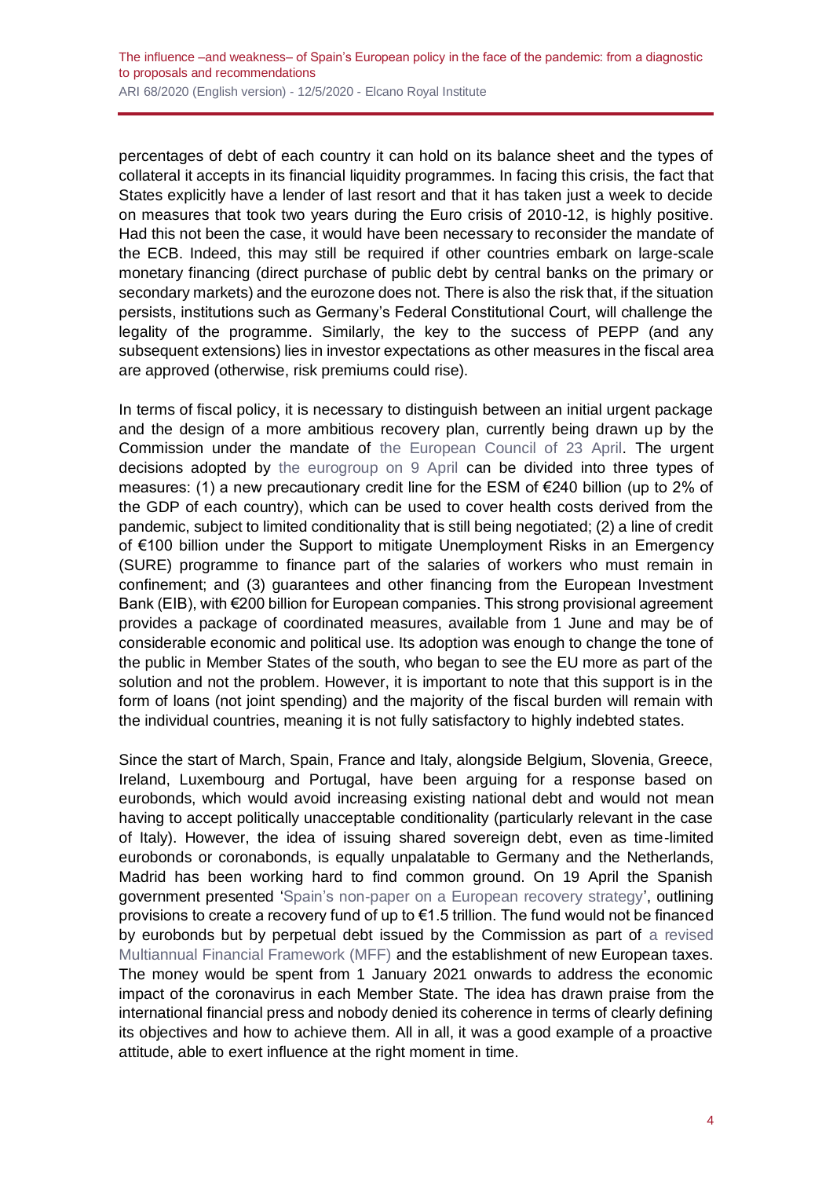percentages of debt of each country it can hold on its balance sheet and the types of collateral it accepts in its financial liquidity programmes. In facing this crisis, the fact that States explicitly have a lender of last resort and that it has taken just a week to decide on measures that took two years during the Euro crisis of 2010-12, is highly positive. Had this not been the case, it would have been necessary to reconsider the mandate of the ECB. Indeed, this may still be required if other countries embark on large-scale monetary financing (direct purchase of public debt by central banks on the primary or secondary markets) and the eurozone does not. There is also the risk that, if the situation persists, institutions such as Germany's Federal Constitutional Court, will challenge the legality of the programme. Similarly, the key to the success of PEPP (and any subsequent extensions) lies in investor expectations as other measures in the fiscal area are approved (otherwise, risk premiums could rise).

In terms of fiscal policy, it is necessary to distinguish between an initial urgent package and the design of a more ambitious recovery plan, currently being drawn up by the Commission under the mandate of the European Council of 23 April. The urgent decisions adopted by the eurogroup on 9 April can be divided into three types of measures: (1) a new precautionary credit line for the ESM of €240 billion (up to 2% of the GDP of each country), which can be used to cover health costs derived from the pandemic, subject to limited conditionality that is still being negotiated; (2) a line of credit of €100 billion under the Support to mitigate Unemployment Risks in an Emergency (SURE) programme to finance part of the salaries of workers who must remain in confinement; and (3) guarantees and other financing from the European Investment Bank (EIB), with €200 billion for European companies. This strong provisional agreement provides a package of coordinated measures, available from 1 June and may be of considerable economic and political use. Its adoption was enough to change the tone of the public in Member States of the south, who began to see the EU more as part of the solution and not the problem. However, it is important to note that this support is in the form of loans (not joint spending) and the majority of the fiscal burden will remain with the individual countries, meaning it is not fully satisfactory to highly indebted states.

Since the start of March, Spain, France and Italy, alongside Belgium, Slovenia, Greece, Ireland, Luxembourg and Portugal, have been arguing for a response based on eurobonds, which would avoid increasing existing national debt and would not mean having to accept politically unacceptable conditionality (particularly relevant in the case of Italy). However, the idea of issuing shared sovereign debt, even as time-limited eurobonds or coronabonds, is equally unpalatable to Germany and the Netherlands, Madrid has been working hard to find common ground. On 19 April the Spanish government presented 'Spain's non-paper on a European recovery strategy', outlining provisions to create a recovery fund of up to €1.5 trillion. The fund would not be financed by eurobonds but by perpetual debt issued by the Commission as part of a revised Multiannual Financial Framework (MFF) and the establishment of new European taxes. The money would be spent from 1 January 2021 onwards to address the economic impact of the coronavirus in each Member State. The idea has drawn praise from the international financial press and nobody denied its coherence in terms of clearly defining its objectives and how to achieve them. All in all, it was a good example of a proactive attitude, able to exert influence at the right moment in time.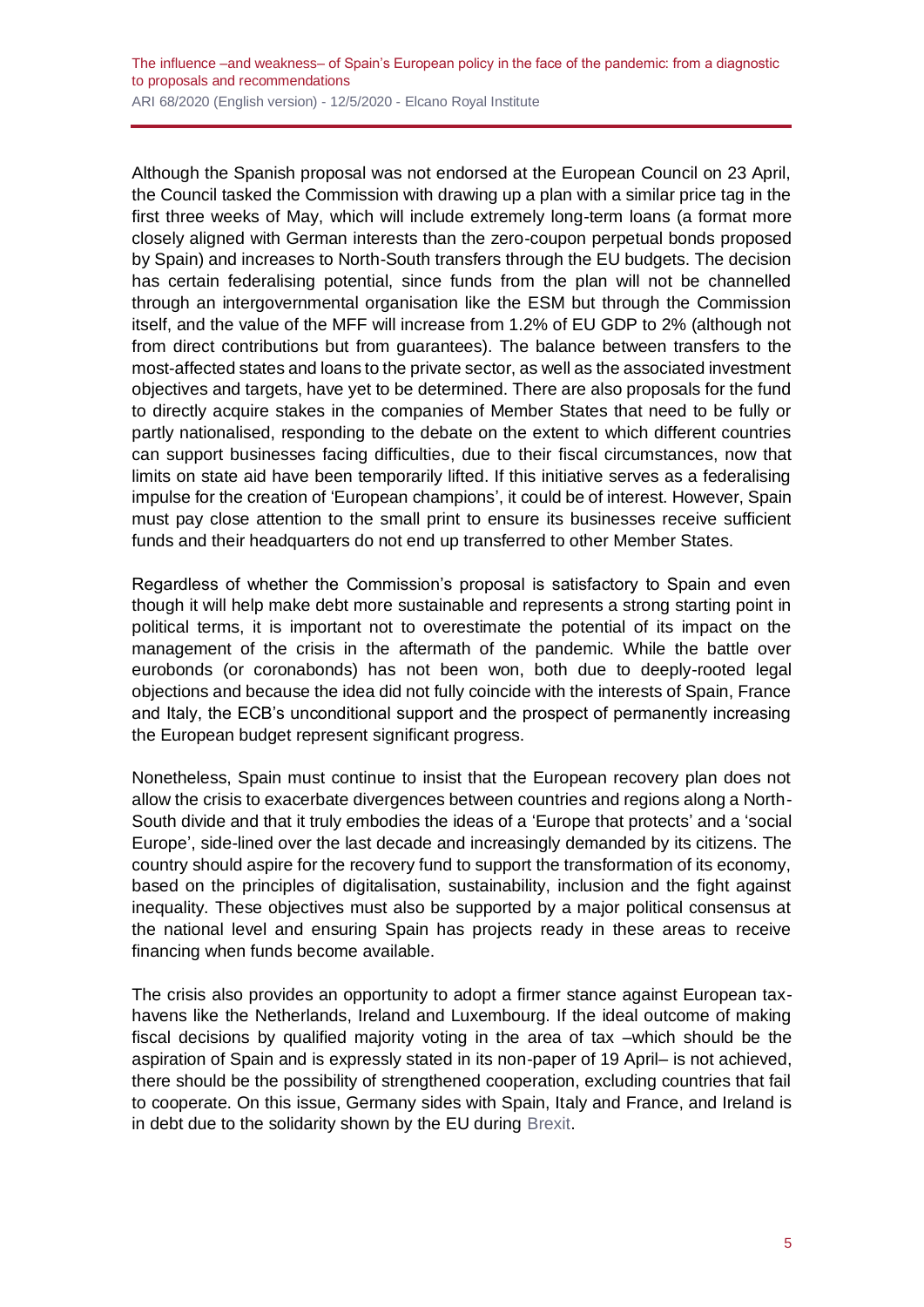Although the Spanish proposal was not endorsed at the European Council on 23 April, the Council tasked the Commission with drawing up a plan with a similar price tag in the first three weeks of May, which will include extremely long-term loans (a format more closely aligned with German interests than the zero-coupon perpetual bonds proposed by Spain) and increases to North-South transfers through the EU budgets. The decision has certain federalising potential, since funds from the plan will not be channelled through an intergovernmental organisation like the ESM but through the Commission itself, and the value of the MFF will increase from 1.2% of EU GDP to 2% (although not from direct contributions but from guarantees). The balance between transfers to the most-affected states and loans to the private sector, as well as the associated investment objectives and targets, have yet to be determined. There are also proposals for the fund to directly acquire stakes in the companies of Member States that need to be fully or partly nationalised, responding to the debate on the extent to which different countries can support businesses facing difficulties, due to their fiscal circumstances, now that limits on state aid have been temporarily lifted. If this initiative serves as a federalising impulse for the creation of 'European champions', it could be of interest. However, Spain must pay close attention to the small print to ensure its businesses receive sufficient funds and their headquarters do not end up transferred to other Member States.

Regardless of whether the Commission's proposal is satisfactory to Spain and even though it will help make debt more sustainable and represents a strong starting point in political terms, it is important not to overestimate the potential of its impact on the management of the crisis in the aftermath of the pandemic. While the battle over eurobonds (or coronabonds) has not been won, both due to deeply-rooted legal objections and because the idea did not fully coincide with the interests of Spain, France and Italy, the ECB's unconditional support and the prospect of permanently increasing the European budget represent significant progress.

Nonetheless, Spain must continue to insist that the European recovery plan does not allow the crisis to exacerbate divergences between countries and regions along a North-South divide and that it truly embodies the ideas of a 'Europe that protects' and a 'social Europe', side-lined over the last decade and increasingly demanded by its citizens. The country should aspire for the recovery fund to support the transformation of its economy, based on the principles of digitalisation, sustainability, inclusion and the fight against inequality. These objectives must also be supported by a major political consensus at the national level and ensuring Spain has projects ready in these areas to receive financing when funds become available.

The crisis also provides an opportunity to adopt a firmer stance against European tax-havens like the Netherlands, Ireland and Luxembourg. If the ideal outcome of making fiscal decisions by qualified majority voting in the area of tax –which should be the aspiration of Spain and is expressly stated in its non-paper of 19 April– is not achieved, there should be the possibility of strengthened cooperation, excluding countries that fail to cooperate. On this issue, Germany sides with Spain, Italy and France, and Ireland is in debt due to the solidarity shown by the EU during Brexit.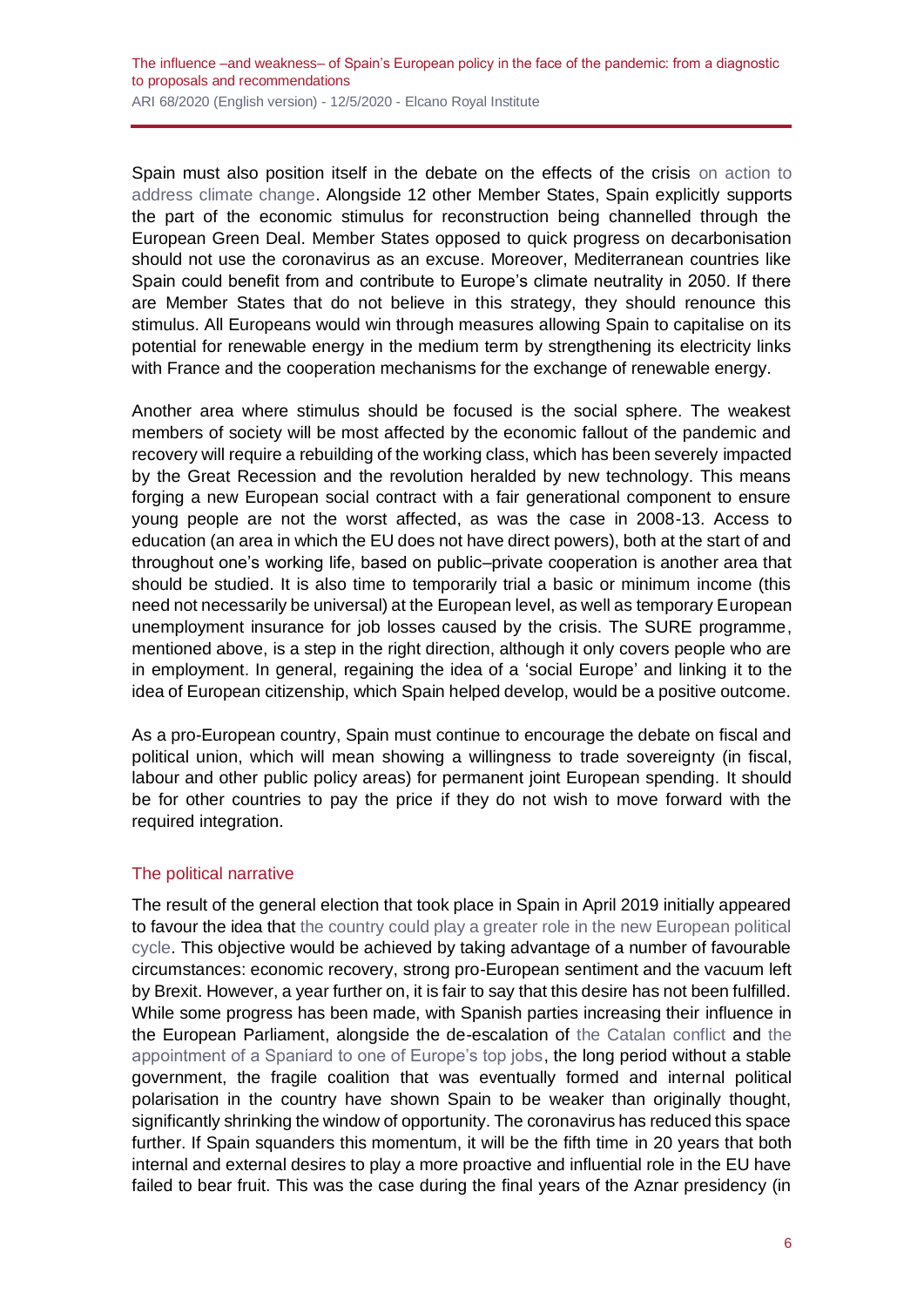Spain must also position itself in the debate on the effects of the crisis on action to address climate change. Alongside 12 other Member States, Spain explicitly supports the part of the economic stimulus for reconstruction being channelled through the European Green Deal. Member States opposed to quick progress on decarbonisation should not use the coronavirus as an excuse. Moreover, Mediterranean countries like Spain could benefit from and contribute to Europe's climate neutrality in 2050. If there are Member States that do not believe in this strategy, they should renounce this stimulus. All Europeans would win through measures allowing Spain to capitalise on its potential for renewable energy in the medium term by strengthening its electricity links with France and the cooperation mechanisms for the exchange of renewable energy.

Another area where stimulus should be focused is the social sphere. The weakest members of society will be most affected by the economic fallout of the pandemic and recovery will require a rebuilding of the working class, which has been severely impacted by the Great Recession and the revolution heralded by new technology. This means forging a new European social contract with a fair generational component to ensure young people are not the worst affected, as was the case in 2008-13. Access to education (an area in which the EU does not have direct powers), both at the start of and throughout one's working life, based on public–private cooperation is another area that should be studied. It is also time to temporarily trial a basic or minimum income (this need not necessarily be universal) at the European level, as well as temporary European unemployment insurance for job losses caused by the crisis. The SURE programme, mentioned above, is a step in the right direction, although it only covers people who are in employment. In general, regaining the idea of a 'social Europe' and linking it to the idea of European citizenship, which Spain helped develop, would be a positive outcome.

As a pro-European country, Spain must continue to encourage the debate on fiscal and political union, which will mean showing a willingness to trade sovereignty (in fiscal, labour and other public policy areas) for permanent joint European spending. It should be for other countries to pay the price if they do not wish to move forward with the required integration.

## The political narrative

The result of the general election that took place in Spain in April 2019 initially appeared to favour the idea that the country could play a greater role in the new European political cycle. This objective would be achieved by taking advantage of a number of favourable circumstances: economic recovery, strong pro-European sentiment and the vacuum left by Brexit. However, a year further on, it is fair to say that this desire has not been fulfilled. While some progress has been made, with Spanish parties increasing their influence in the European Parliament, alongside the de-escalation of the Catalan conflict and the appointment of a Spaniard to one of Europe's top jobs, the long period without a stable government, the fragile coalition that was eventually formed and internal political polarisation in the country have shown Spain to be weaker than originally thought, significantly shrinking the window of opportunity. The coronavirus has reduced this space further. If Spain squanders this momentum, it will be the fifth time in 20 years that both internal and external desires to play a more proactive and influential role in the EU have failed to bear fruit. This was the case during the final years of the Aznar presidency (in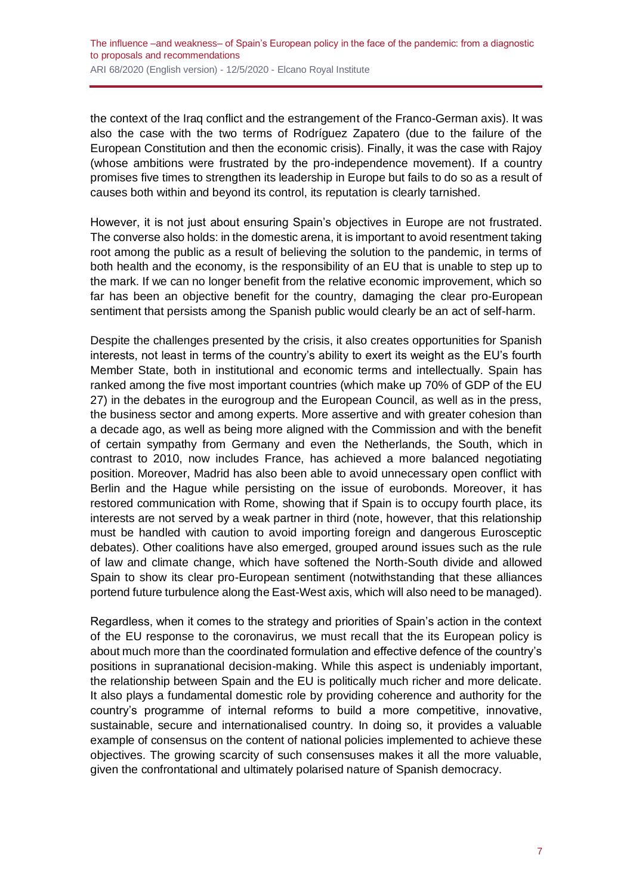the context of the Iraq conflict and the estrangement of the Franco-German axis). It was also the case with the two terms of Rodríguez Zapatero (due to the failure of the European Constitution and then the economic crisis). Finally, it was the case with Rajoy (whose ambitions were frustrated by the pro-independence movement). If a country promises five times to strengthen its leadership in Europe but fails to do so as a result of causes both within and beyond its control, its reputation is clearly tarnished.

However, it is not just about ensuring Spain's objectives in Europe are not frustrated. The converse also holds: in the domestic arena, it is important to avoid resentment taking root among the public as a result of believing the solution to the pandemic, in terms of both health and the economy, is the responsibility of an EU that is unable to step up to the mark. If we can no longer benefit from the relative economic improvement, which so far has been an objective benefit for the country, damaging the clear pro-European sentiment that persists among the Spanish public would clearly be an act of self-harm.

Despite the challenges presented by the crisis, it also creates opportunities for Spanish interests, not least in terms of the country's ability to exert its weight as the EU's fourth Member State, both in institutional and economic terms and intellectually. Spain has ranked among the five most important countries (which make up 70% of GDP of the EU 27) in the debates in the eurogroup and the European Council, as well as in the press, the business sector and among experts. More assertive and with greater cohesion than a decade ago, as well as being more aligned with the Commission and with the benefit of certain sympathy from Germany and even the Netherlands, the South, which in contrast to 2010, now includes France, has achieved a more balanced negotiating position. Moreover, Madrid has also been able to avoid unnecessary open conflict with Berlin and the Hague while persisting on the issue of eurobonds. Moreover, it has restored communication with Rome, showing that if Spain is to occupy fourth place, its interests are not served by a weak partner in third (note, however, that this relationship must be handled with caution to avoid importing foreign and dangerous Eurosceptic debates). Other coalitions have also emerged, grouped around issues such as the rule of law and climate change, which have softened the North-South divide and allowed Spain to show its clear pro-European sentiment (notwithstanding that these alliances portend future turbulence along the East-West axis, which will also need to be managed).

Regardless, when it comes to the strategy and priorities of Spain's action in the context of the EU response to the coronavirus, we must recall that the its European policy is about much more than the coordinated formulation and effective defence of the country's positions in supranational decision-making. While this aspect is undeniably important, the relationship between Spain and the EU is politically much richer and more delicate. It also plays a fundamental domestic role by providing coherence and authority for the country's programme of internal reforms to build a more competitive, innovative, sustainable, secure and internationalised country. In doing so, it provides a valuable example of consensus on the content of national policies implemented to achieve these objectives. The growing scarcity of such consensuses makes it all the more valuable, given the confrontational and ultimately polarised nature of Spanish democracy.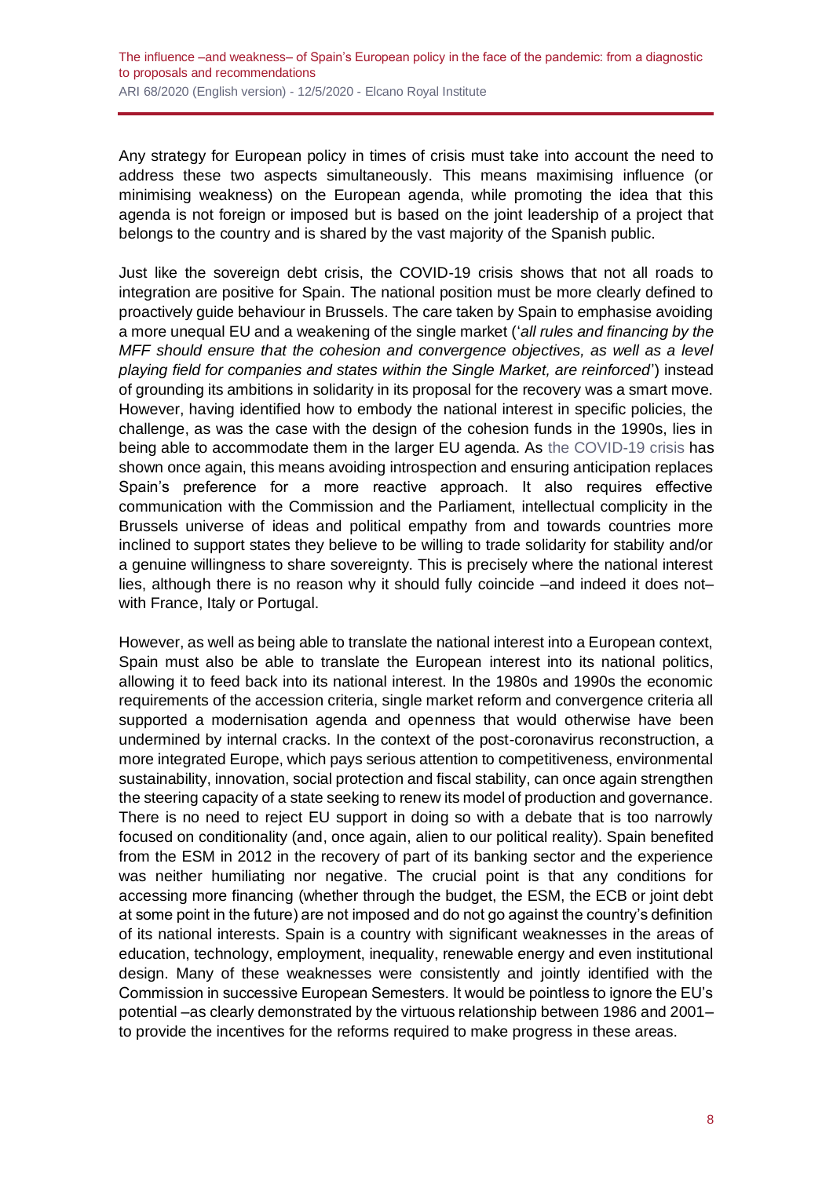Any strategy for European policy in times of crisis must take into account the need to address these two aspects simultaneously. This means maximising influence (or minimising weakness) on the European agenda, while promoting the idea that this agenda is not foreign or imposed but is based on the joint leadership of a project that belongs to the country and is shared by the vast majority of the Spanish public.

Just like the sovereign debt crisis, the COVID-19 crisis shows that not all roads to integration are positive for Spain. The national position must be more clearly defined to proactively guide behaviour in Brussels. The care taken by Spain to emphasise avoiding a more unequal EU and a weakening of the single market ('*all rules and financing by the MFF should ensure that the cohesion and convergence objectives, as well as a level playing field for companies and states within the Single Market, are reinforced*') instead of grounding its ambitions in solidarity in its proposal for the recovery was a smart move. However, having identified how to embody the national interest in specific policies, the challenge, as was the case with the design of the cohesion funds in the 1990s, lies in being able to accommodate them in the larger EU agenda. As the COVID-19 crisis has shown once again, this means avoiding introspection and ensuring anticipation replaces Spain's preference for a more reactive approach. It also requires effective communication with the Commission and the Parliament, intellectual complicity in the Brussels universe of ideas and political empathy from and towards countries more inclined to support states they believe to be willing to trade solidarity for stability and/or a genuine willingness to share sovereignty. This is precisely where the national interest lies, although there is no reason why it should fully coincide –and indeed it does not– with France, Italy or Portugal.

However, as well as being able to translate the national interest into a European context, Spain must also be able to translate the European interest into its national politics, allowing it to feed back into its national interest. In the 1980s and 1990s the economic requirements of the accession criteria, single market reform and convergence criteria all supported a modernisation agenda and openness that would otherwise have been undermined by internal cracks. In the context of the post-coronavirus reconstruction, a more integrated Europe, which pays serious attention to competitiveness, environmental sustainability, innovation, social protection and fiscal stability, can once again strengthen the steering capacity of a state seeking to renew its model of production and governance. There is no need to reject EU support in doing so with a debate that is too narrowly focused on conditionality (and, once again, alien to our political reality). Spain benefited from the ESM in 2012 in the recovery of part of its banking sector and the experience was neither humiliating nor negative. The crucial point is that any conditions for accessing more financing (whether through the budget, the ESM, the ECB or joint debt at some point in the future) are not imposed and do not go against the country's definition of its national interests. Spain is a country with significant weaknesses in the areas of education, technology, employment, inequality, renewable energy and even institutional design. Many of these weaknesses were consistently and jointly identified with the Commission in successive European Semesters. It would be pointless to ignore the EU's potential –as clearly demonstrated by the virtuous relationship between 1986 and 2001– to provide the incentives for the reforms required to make progress in these areas.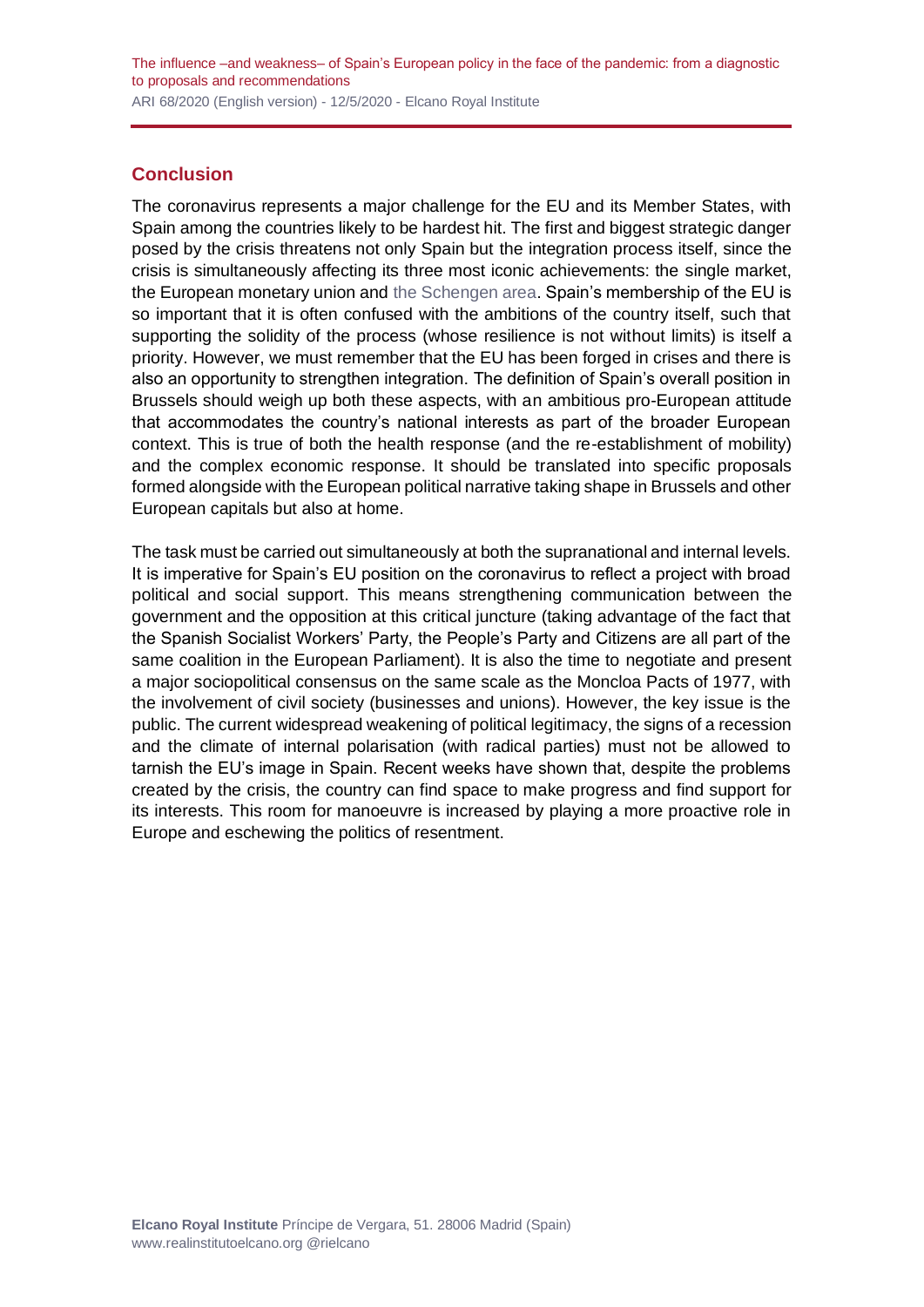## Conclusion

The coronavirus represents a major challenge for the EU and its Member States, with Spain among the countries likely to be hardest hit. The first and biggest strategic danger posed by the crisis threatens not only Spain but the integration process itself, since the crisis is simultaneously affecting its three most iconic achievements: the single market, the European monetary union and the Schengen area. Spain's membership of the EU is so important that it is often confused with the ambitions of the country itself, such that supporting the solidity of the process (whose resilience is not without limits) is itself a priority. However, we must remember that the EU has been forged in crises and there is also an opportunity to strengthen integration. The definition of Spain's overall position in Brussels should weigh up both these aspects, with an ambitious pro-European attitude that accommodates the country's national interests as part of the broader European context. This is true of both the health response (and the re-establishment of mobility) and the complex economic response. It should be translated into specific proposals formed alongside with the European political narrative taking shape in Brussels and other European capitals but also at home.

The task must be carried out simultaneously at both the supranational and internal levels. It is imperative for Spain's EU position on the coronavirus to reflect a project with broad political and social support. This means strengthening communication between the government and the opposition at this critical juncture (taking advantage of the fact that the Spanish Socialist Workers' Party, the People's Party and Citizens are all part of the same coalition in the European Parliament). It is also the time to negotiate and present a major sociopolitical consensus on the same scale as the Moncloa Pacts of 1977, with the involvement of civil society (businesses and unions). However, the key issue is the public. The current widespread weakening of political legitimacy, the signs of a recession and the climate of internal polarisation (with radical parties) must not be allowed to tarnish the EU's image in Spain. Recent weeks have shown that, despite the problems created by the crisis, the country can find space to make progress and find support for its interests. This room for manoeuvre is increased by playing a more proactive role in Europe and eschewing the politics of resentment.